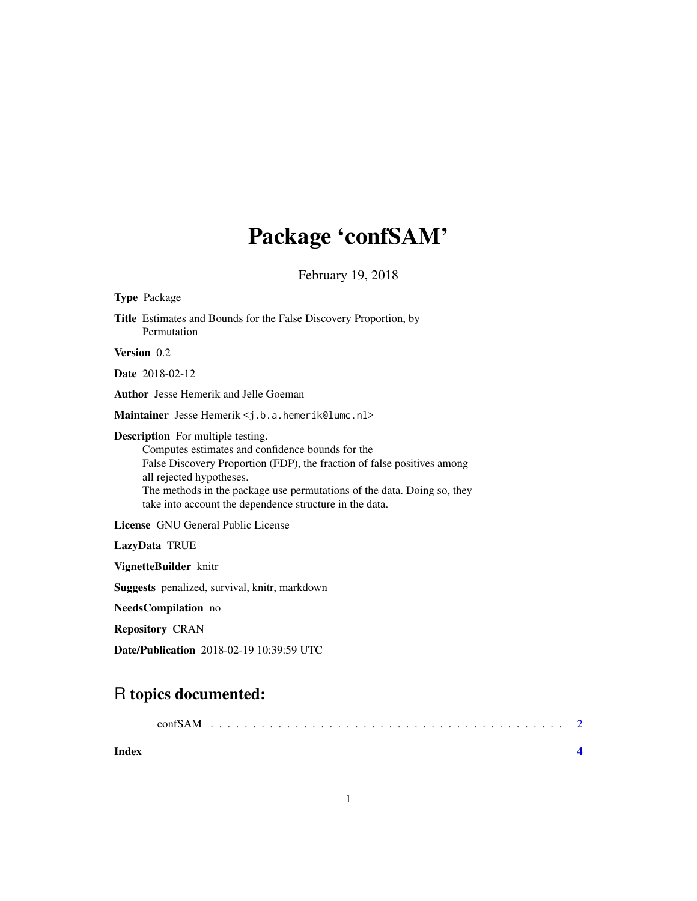# Package 'confSAM'

February 19, 2018

**Type** Package

**Title** Estimates and Bounds for the False Discovery Proportion, by Permutation

**Version** 0.2

**Date** 2018-02-12

**Author** Jesse Hemerik and Jelle Goeman

**Maintainer** Jesse Hemerik <j.b.a.hemerik@lumc.nl>

**Description** For multiple testing.
Computes estimates and confidence bounds for the
False Discovery Proportion (FDP), the fraction of false positives among
all rejected hypotheses.
The methods in the package use permutations of the data. Doing so, they
take into account the dependence structure in the data.

**License** GNU General Public License

**LazyData** TRUE

**VignetteBuilder** knitr

**Suggests** penalized, survival, knitr, markdown

**NeedsCompilation** no

**Repository** CRAN

**Date/Publication** 2018-02-19 10:39:59 UTC

## R topics documented:

confSAM . . . . . . . . . . . . . . . . . . . . . . . . . . . . . . . . . . . . . . . . . . 2

**Index** **4**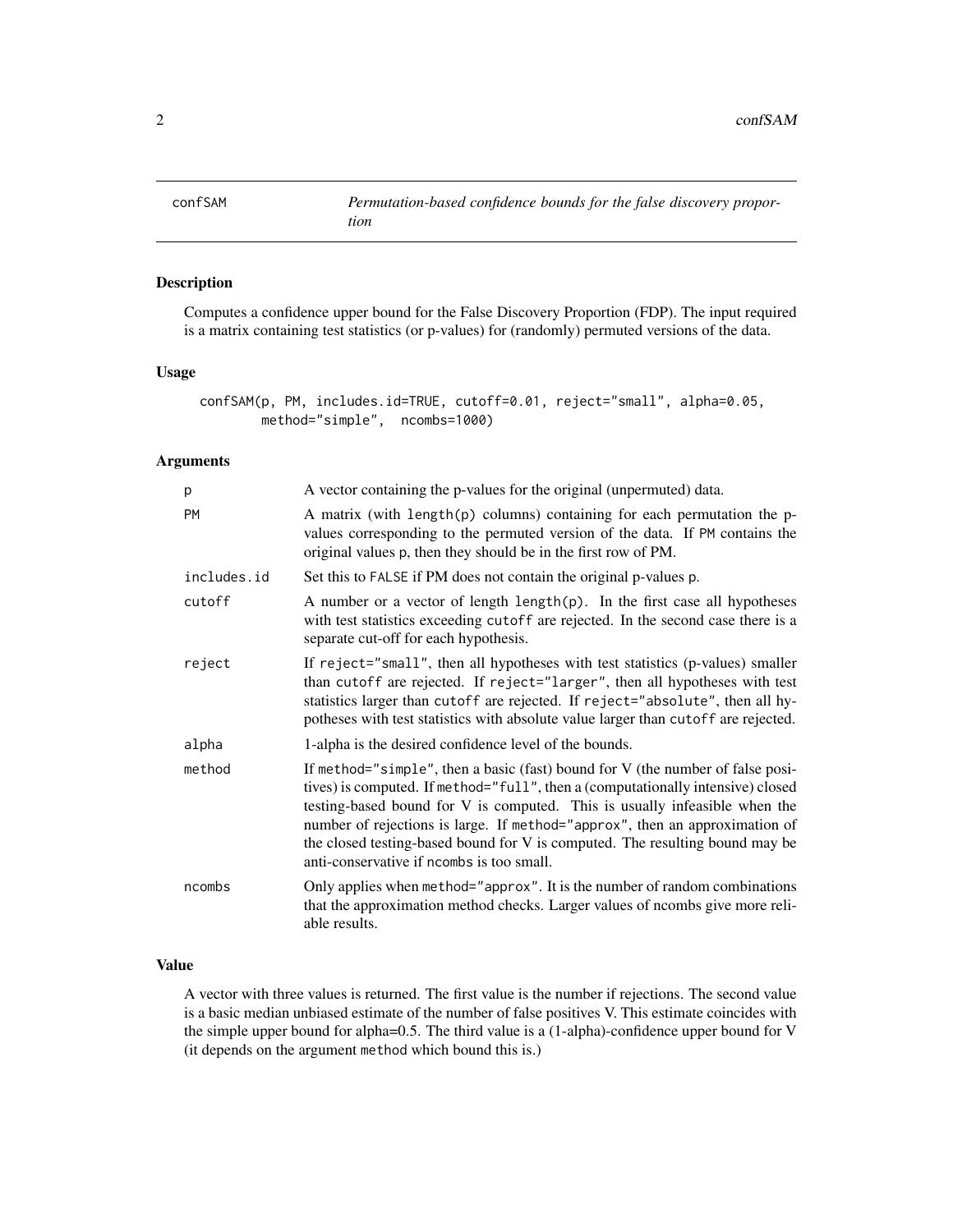# confSAM — *Permutation-based confidence bounds for the false discovery proportion*

## Description

Computes a confidence upper bound for the False Discovery Proportion (FDP). The input required is a matrix containing test statistics (or p-values) for (randomly) permuted versions of the data.

## Usage

```
confSAM(p, PM, includes.id=TRUE, cutoff=0.01, reject="small", alpha=0.05,
        method="simple",  ncombs=1000)
```

## Arguments

| | |
|---|---|
| p | A vector containing the p-values for the original (unpermuted) data. |
| PM | A matrix (with `length(p)` columns) containing for each permutation the p-values corresponding to the permuted version of the data. If `PM` contains the original values `p`, then they should be in the first row of PM. |
| includes.id | Set this to `FALSE` if PM does not contain the original p-values `p`. |
| cutoff | A number or a vector of length `length(p)`. In the first case all hypotheses with test statistics exceeding `cutoff` are rejected. In the second case there is a separate cut-off for each hypothesis. |
| reject | If `reject="small"`, then all hypotheses with test statistics (p-values) smaller than `cutoff` are rejected. If `reject="larger"`, then all hypotheses with test statistics larger than `cutoff` are rejected. If `reject="absolute"`, then all hypotheses with test statistics with absolute value larger than `cutoff` are rejected. |
| alpha | 1-alpha is the desired confidence level of the bounds. |
| method | If `method="simple"`, then a basic (fast) bound for V (the number of false positives) is computed. If `method="full"`, then a (computationally intensive) closed testing-based bound for V is computed. This is usually infeasible when the number of rejections is large. If `method="approx"`, then an approximation of the closed testing-based bound for V is computed. The resulting bound may be anti-conservative if `ncombs` is too small. |
| ncombs | Only applies when `method="approx"`. It is the number of random combinations that the approximation method checks. Larger values of ncombs give more reliable results. |

## Value

A vector with three values is returned. The first value is the number if rejections. The second value is a basic median unbiased estimate of the number of false positives V. This estimate coincides with the simple upper bound for alpha=0.5. The third value is a (1-alpha)-confidence upper bound for V (it depends on the argument `method` which bound this is.)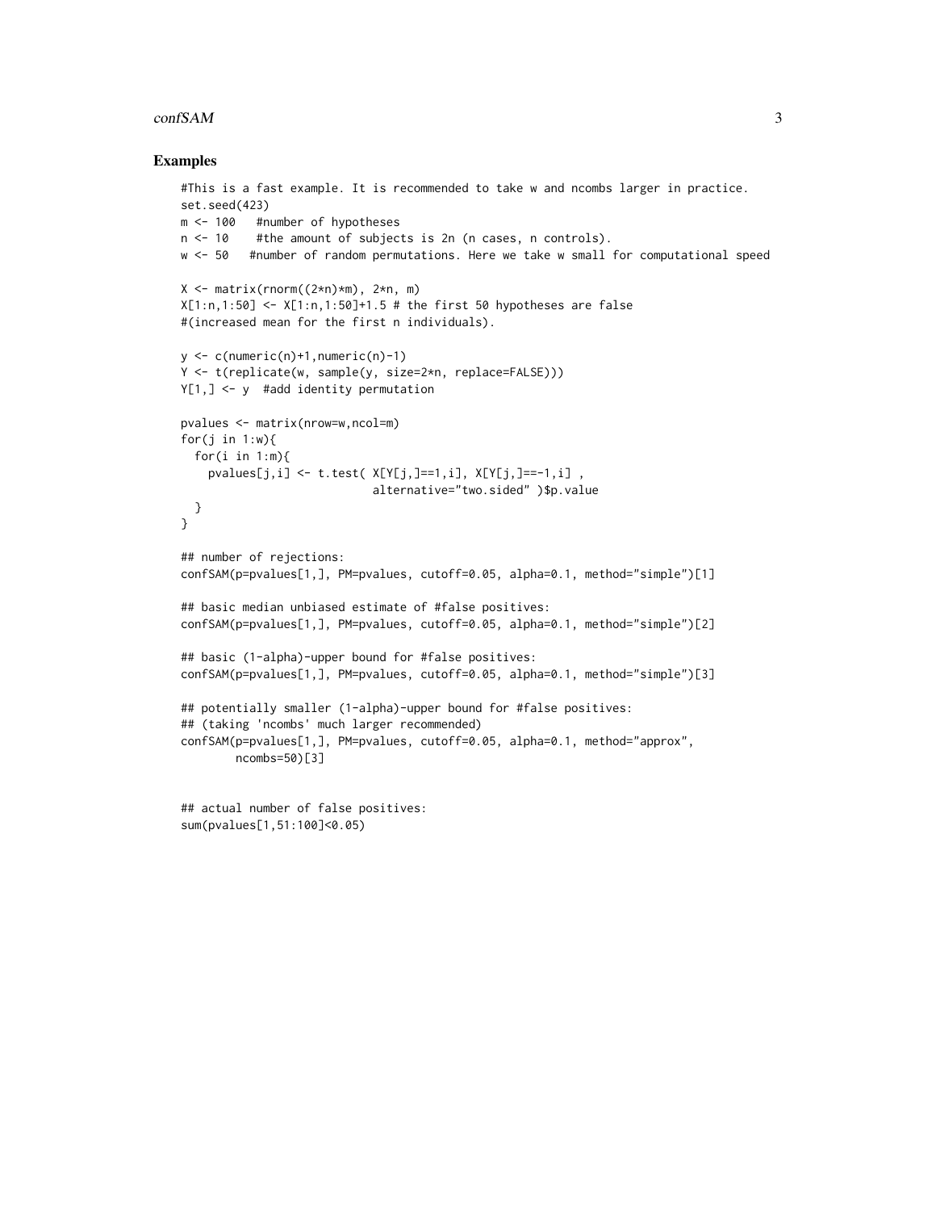## Examples

```
#This is a fast example. It is recommended to take w and ncombs larger in practice.
set.seed(423)
m <- 100   #number of hypotheses
n <- 10    #the amount of subjects is 2n (n cases, n controls).
w <- 50   #number of random permutations. Here we take w small for computational speed

X <- matrix(rnorm((2*n)*m), 2*n, m)
X[1:n,1:50] <- X[1:n,1:50]+1.5 # the first 50 hypotheses are false
#(increased mean for the first n individuals).

y <- c(numeric(n)+1,numeric(n)-1)
Y <- t(replicate(w, sample(y, size=2*n, replace=FALSE)))
Y[1,] <- y  #add identity permutation

pvalues <- matrix(nrow=w,ncol=m)
for(j in 1:w){
  for(i in 1:m){
    pvalues[j,i] <- t.test( X[Y[j,]==1,i], X[Y[j,]==-1,i] ,
                            alternative="two.sided" )$p.value
  }
}

## number of rejections:
confSAM(p=pvalues[1,], PM=pvalues, cutoff=0.05, alpha=0.1, method="simple")[1]

## basic median unbiased estimate of #false positives:
confSAM(p=pvalues[1,], PM=pvalues, cutoff=0.05, alpha=0.1, method="simple")[2]

## basic (1-alpha)-upper bound for #false positives:
confSAM(p=pvalues[1,], PM=pvalues, cutoff=0.05, alpha=0.1, method="simple")[3]

## potentially smaller (1-alpha)-upper bound for #false positives:
## (taking 'ncombs' much larger recommended)
confSAM(p=pvalues[1,], PM=pvalues, cutoff=0.05, alpha=0.1, method="approx",
        ncombs=50)[3]


## actual number of false positives:
sum(pvalues[1,51:100]<0.05)
```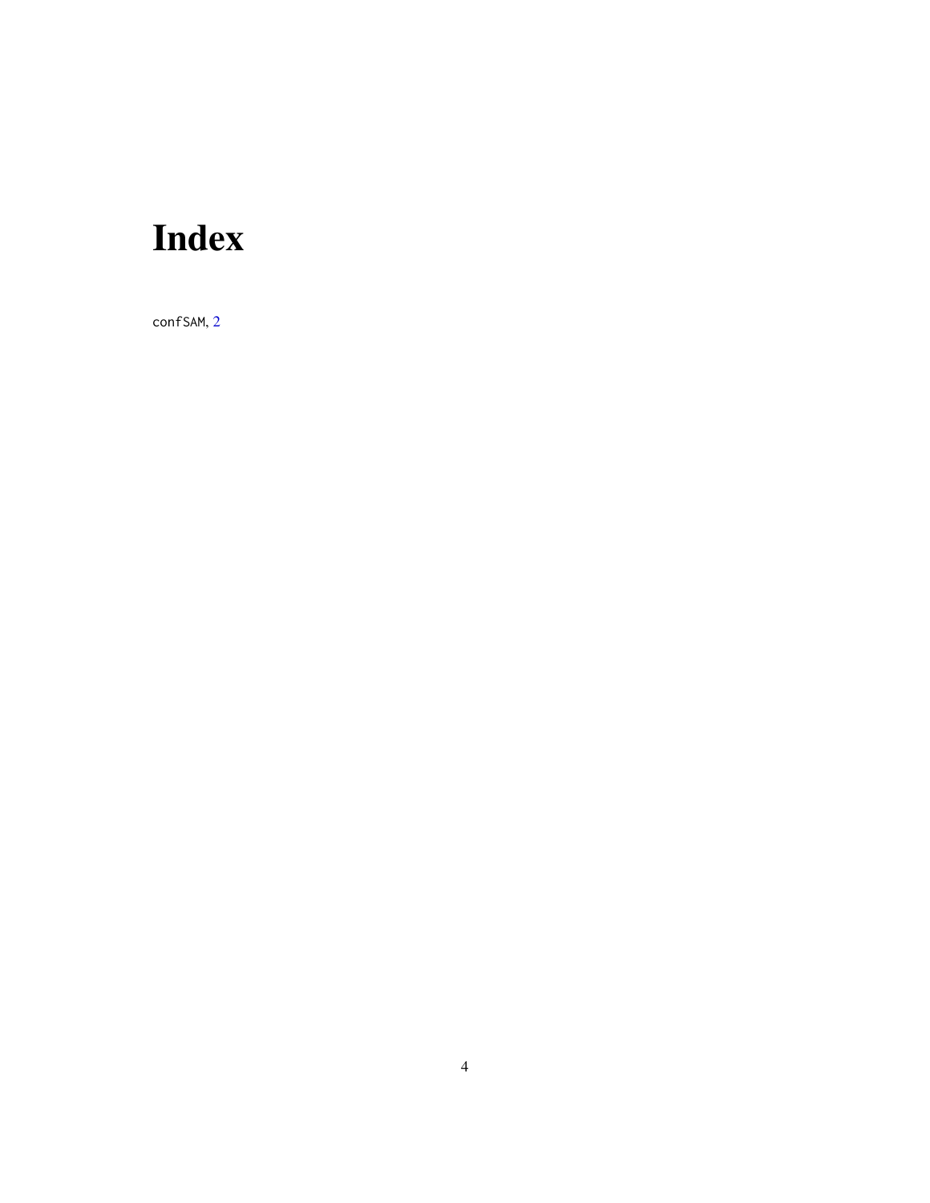# Index

confSAM, 2